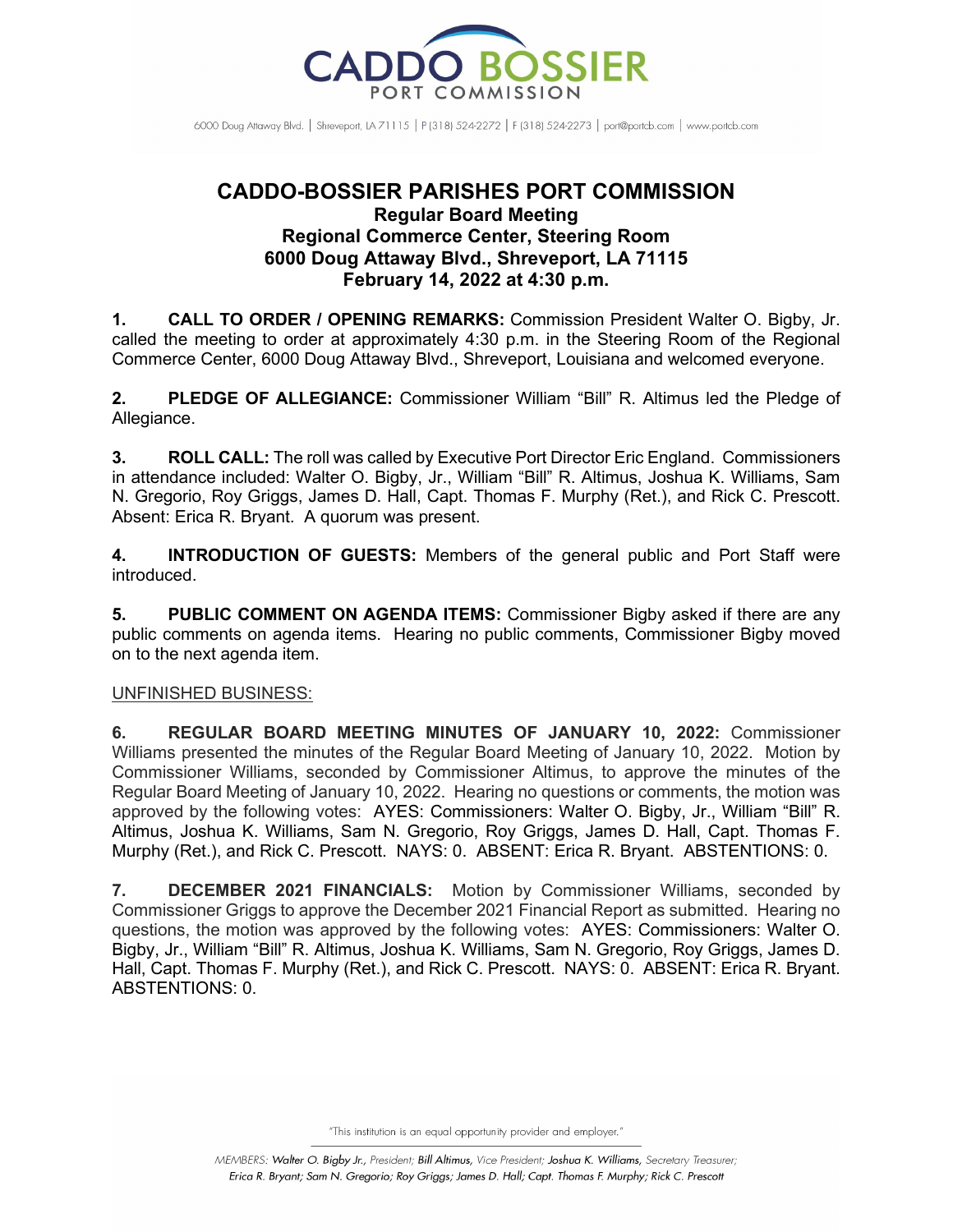# CADDO-BOSSIER PARISHES PORT COMMISSION

## Regular Board Meeting
## Regional Commerce Center, Steering Room
## 6000 Doug Attaway Blvd., Shreveport, LA 71115
## February 14, 2022 at 4:30 p.m.

**1. CALL TO ORDER / OPENING REMARKS:** Commission President Walter O. Bigby, Jr. called the meeting to order at approximately 4:30 p.m. in the Steering Room of the Regional Commerce Center, 6000 Doug Attaway Blvd., Shreveport, Louisiana and welcomed everyone.

**2. PLEDGE OF ALLEGIANCE:** Commissioner William "Bill" R. Altimus led the Pledge of Allegiance.

**3. ROLL CALL:** The roll was called by Executive Port Director Eric England. Commissioners in attendance included: Walter O. Bigby, Jr., William "Bill" R. Altimus, Joshua K. Williams, Sam N. Gregorio, Roy Griggs, James D. Hall, Capt. Thomas F. Murphy (Ret.), and Rick C. Prescott. Absent: Erica R. Bryant. A quorum was present.

**4. INTRODUCTION OF GUESTS:** Members of the general public and Port Staff were introduced.

**5. PUBLIC COMMENT ON AGENDA ITEMS:** Commissioner Bigby asked if there are any public comments on agenda items. Hearing no public comments, Commissioner Bigby moved on to the next agenda item.

UNFINISHED BUSINESS:

**6. REGULAR BOARD MEETING MINUTES OF JANUARY 10, 2022:** Commissioner Williams presented the minutes of the Regular Board Meeting of January 10, 2022. Motion by Commissioner Williams, seconded by Commissioner Altimus, to approve the minutes of the Regular Board Meeting of January 10, 2022. Hearing no questions or comments, the motion was approved by the following votes: AYES: Commissioners: Walter O. Bigby, Jr., William "Bill" R. Altimus, Joshua K. Williams, Sam N. Gregorio, Roy Griggs, James D. Hall, Capt. Thomas F. Murphy (Ret.), and Rick C. Prescott. NAYS: 0. ABSENT: Erica R. Bryant. ABSTENTIONS: 0.

**7. DECEMBER 2021 FINANCIALS:** Motion by Commissioner Williams, seconded by Commissioner Griggs to approve the December 2021 Financial Report as submitted. Hearing no questions, the motion was approved by the following votes: AYES: Commissioners: Walter O. Bigby, Jr., William "Bill" R. Altimus, Joshua K. Williams, Sam N. Gregorio, Roy Griggs, James D. Hall, Capt. Thomas F. Murphy (Ret.), and Rick C. Prescott. NAYS: 0. ABSENT: Erica R. Bryant. ABSTENTIONS: 0.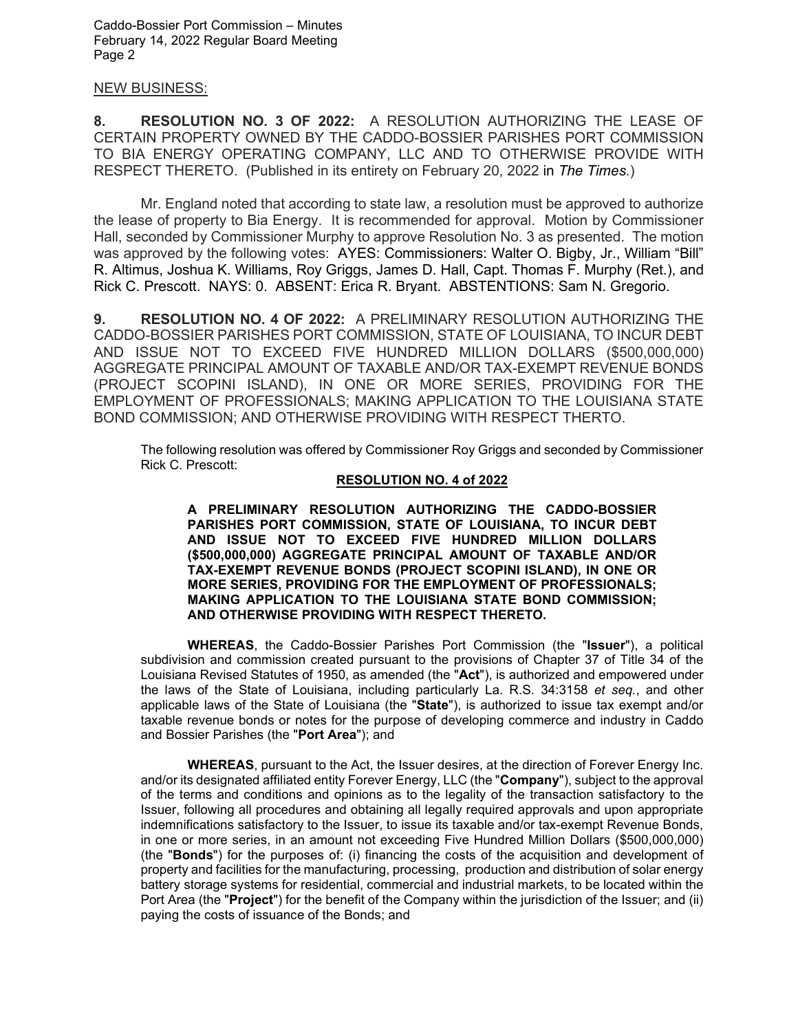NEW BUSINESS:

**8. RESOLUTION NO. 3 OF 2022:** A RESOLUTION AUTHORIZING THE LEASE OF CERTAIN PROPERTY OWNED BY THE CADDO-BOSSIER PARISHES PORT COMMISSION TO BIA ENERGY OPERATING COMPANY, LLC AND TO OTHERWISE PROVIDE WITH RESPECT THERETO. (Published in its entirety on February 20, 2022 in *The Times.*)

Mr. England noted that according to state law, a resolution must be approved to authorize the lease of property to Bia Energy. It is recommended for approval. Motion by Commissioner Hall, seconded by Commissioner Murphy to approve Resolution No. 3 as presented. The motion was approved by the following votes: AYES: Commissioners: Walter O. Bigby, Jr., William "Bill" R. Altimus, Joshua K. Williams, Roy Griggs, James D. Hall, Capt. Thomas F. Murphy (Ret.), and Rick C. Prescott. NAYS: 0. ABSENT: Erica R. Bryant. ABSTENTIONS: Sam N. Gregorio.

**9. RESOLUTION NO. 4 OF 2022:** A PRELIMINARY RESOLUTION AUTHORIZING THE CADDO-BOSSIER PARISHES PORT COMMISSION, STATE OF LOUISIANA, TO INCUR DEBT AND ISSUE NOT TO EXCEED FIVE HUNDRED MILLION DOLLARS ($500,000,000) AGGREGATE PRINCIPAL AMOUNT OF TAXABLE AND/OR TAX-EXEMPT REVENUE BONDS (PROJECT SCOPINI ISLAND), IN ONE OR MORE SERIES, PROVIDING FOR THE EMPLOYMENT OF PROFESSIONALS; MAKING APPLICATION TO THE LOUISIANA STATE BOND COMMISSION; AND OTHERWISE PROVIDING WITH RESPECT THERTO.

The following resolution was offered by Commissioner Roy Griggs and seconded by Commissioner Rick C. Prescott:

**RESOLUTION NO. 4 of 2022**

**A PRELIMINARY RESOLUTION AUTHORIZING THE CADDO-BOSSIER PARISHES PORT COMMISSION, STATE OF LOUISIANA, TO INCUR DEBT AND ISSUE NOT TO EXCEED FIVE HUNDRED MILLION DOLLARS ($500,000,000) AGGREGATE PRINCIPAL AMOUNT OF TAXABLE AND/OR TAX-EXEMPT REVENUE BONDS (PROJECT SCOPINI ISLAND), IN ONE OR MORE SERIES, PROVIDING FOR THE EMPLOYMENT OF PROFESSIONALS; MAKING APPLICATION TO THE LOUISIANA STATE BOND COMMISSION; AND OTHERWISE PROVIDING WITH RESPECT THERETO.**

**WHEREAS**, the Caddo-Bossier Parishes Port Commission (the "**Issuer**"), a political subdivision and commission created pursuant to the provisions of Chapter 37 of Title 34 of the Louisiana Revised Statutes of 1950, as amended (the "**Act**"), is authorized and empowered under the laws of the State of Louisiana, including particularly La. R.S. 34:3158 *et seq.*, and other applicable laws of the State of Louisiana (the "**State**"), is authorized to issue tax exempt and/or taxable revenue bonds or notes for the purpose of developing commerce and industry in Caddo and Bossier Parishes (the "**Port Area**"); and

**WHEREAS**, pursuant to the Act, the Issuer desires, at the direction of Forever Energy Inc. and/or its designated affiliated entity Forever Energy, LLC (the "**Company**"), subject to the approval of the terms and conditions and opinions as to the legality of the transaction satisfactory to the Issuer, following all procedures and obtaining all legally required approvals and upon appropriate indemnifications satisfactory to the Issuer, to issue its taxable and/or tax-exempt Revenue Bonds, in one or more series, in an amount not exceeding Five Hundred Million Dollars ($500,000,000) (the "**Bonds**") for the purposes of: (i) financing the costs of the acquisition and development of property and facilities for the manufacturing, processing, production and distribution of solar energy battery storage systems for residential, commercial and industrial markets, to be located within the Port Area (the "**Project**") for the benefit of the Company within the jurisdiction of the Issuer; and (ii) paying the costs of issuance of the Bonds; and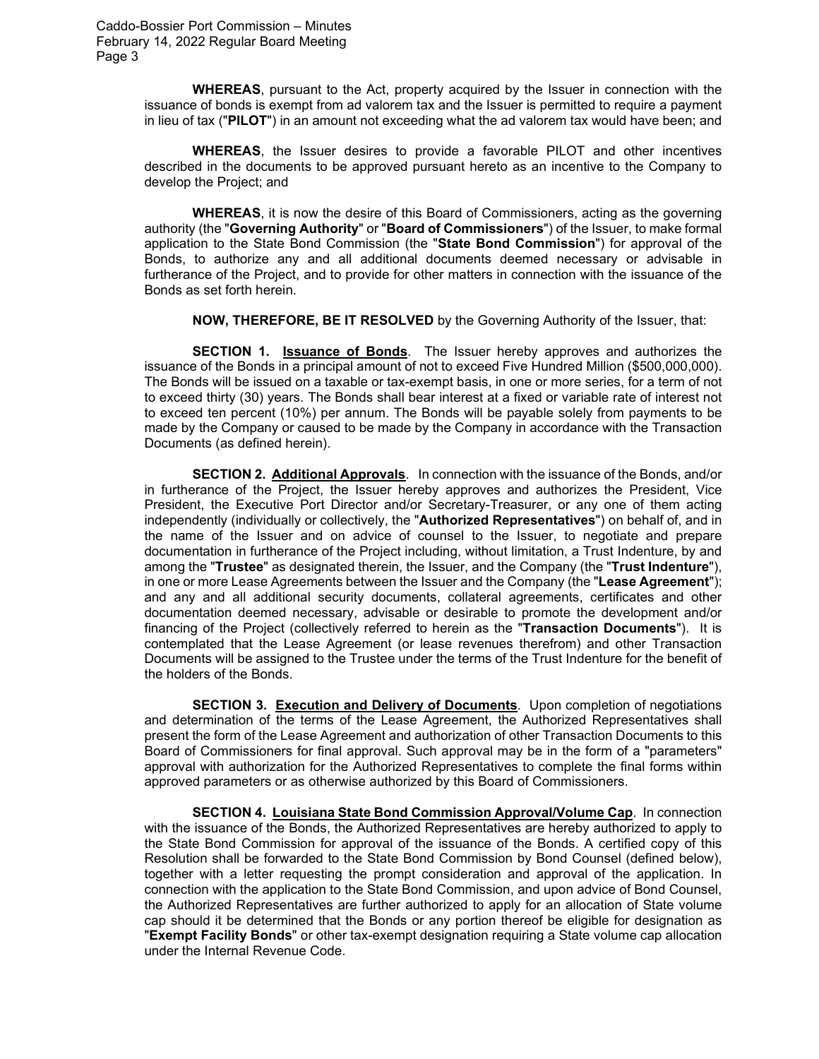**WHEREAS**, pursuant to the Act, property acquired by the Issuer in connection with the issuance of bonds is exempt from ad valorem tax and the Issuer is permitted to require a payment in lieu of tax ("**PILOT**") in an amount not exceeding what the ad valorem tax would have been; and

**WHEREAS**, the Issuer desires to provide a favorable PILOT and other incentives described in the documents to be approved pursuant hereto as an incentive to the Company to develop the Project; and

**WHEREAS**, it is now the desire of this Board of Commissioners, acting as the governing authority (the "**Governing Authority**" or "**Board of Commissioners**") of the Issuer, to make formal application to the State Bond Commission (the "**State Bond Commission**") for approval of the Bonds, to authorize any and all additional documents deemed necessary or advisable in furtherance of the Project, and to provide for other matters in connection with the issuance of the Bonds as set forth herein.

**NOW, THEREFORE, BE IT RESOLVED** by the Governing Authority of the Issuer, that:

**SECTION 1. Issuance of Bonds**. The Issuer hereby approves and authorizes the issuance of the Bonds in a principal amount of not to exceed Five Hundred Million ($500,000,000). The Bonds will be issued on a taxable or tax-exempt basis, in one or more series, for a term of not to exceed thirty (30) years. The Bonds shall bear interest at a fixed or variable rate of interest not to exceed ten percent (10%) per annum. The Bonds will be payable solely from payments to be made by the Company or caused to be made by the Company in accordance with the Transaction Documents (as defined herein).

**SECTION 2. Additional Approvals**. In connection with the issuance of the Bonds, and/or in furtherance of the Project, the Issuer hereby approves and authorizes the President, Vice President, the Executive Port Director and/or Secretary-Treasurer, or any one of them acting independently (individually or collectively, the "**Authorized Representatives**") on behalf of, and in the name of the Issuer and on advice of counsel to the Issuer, to negotiate and prepare documentation in furtherance of the Project including, without limitation, a Trust Indenture, by and among the "**Trustee**" as designated therein, the Issuer, and the Company (the "**Trust Indenture**"), in one or more Lease Agreements between the Issuer and the Company (the "**Lease Agreement**"); and any and all additional security documents, collateral agreements, certificates and other documentation deemed necessary, advisable or desirable to promote the development and/or financing of the Project (collectively referred to herein as the "**Transaction Documents**"). It is contemplated that the Lease Agreement (or lease revenues therefrom) and other Transaction Documents will be assigned to the Trustee under the terms of the Trust Indenture for the benefit of the holders of the Bonds.

**SECTION 3. Execution and Delivery of Documents**. Upon completion of negotiations and determination of the terms of the Lease Agreement, the Authorized Representatives shall present the form of the Lease Agreement and authorization of other Transaction Documents to this Board of Commissioners for final approval. Such approval may be in the form of a "parameters" approval with authorization for the Authorized Representatives to complete the final forms within approved parameters or as otherwise authorized by this Board of Commissioners.

**SECTION 4. Louisiana State Bond Commission Approval/Volume Cap**. In connection with the issuance of the Bonds, the Authorized Representatives are hereby authorized to apply to the State Bond Commission for approval of the issuance of the Bonds. A certified copy of this Resolution shall be forwarded to the State Bond Commission by Bond Counsel (defined below), together with a letter requesting the prompt consideration and approval of the application. In connection with the application to the State Bond Commission, and upon advice of Bond Counsel, the Authorized Representatives are further authorized to apply for an allocation of State volume cap should it be determined that the Bonds or any portion thereof be eligible for designation as "**Exempt Facility Bonds**" or other tax-exempt designation requiring a State volume cap allocation under the Internal Revenue Code.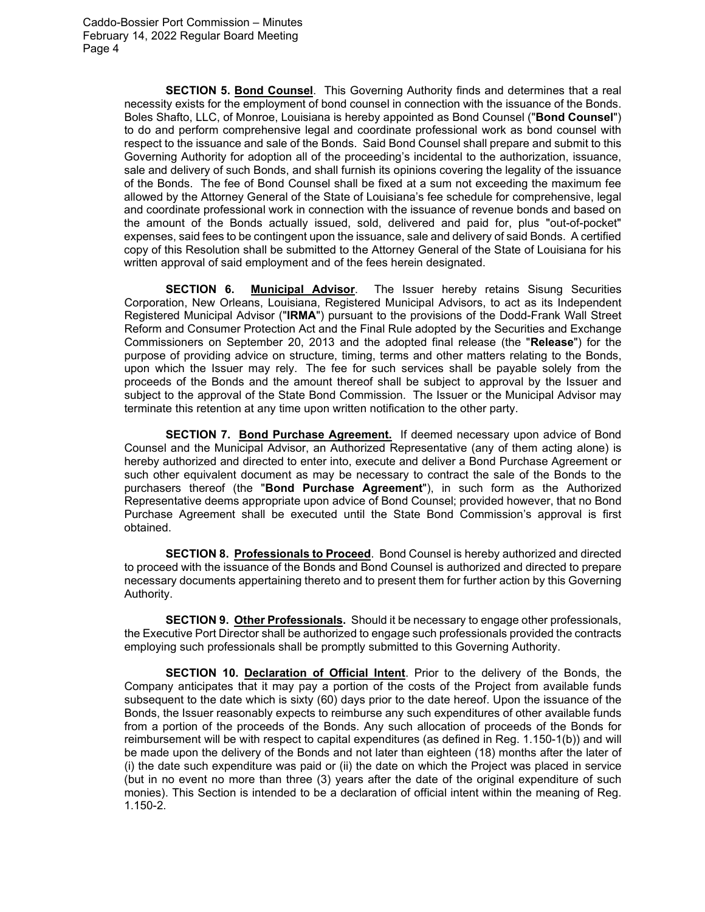**SECTION 5. Bond Counsel**. This Governing Authority finds and determines that a real necessity exists for the employment of bond counsel in connection with the issuance of the Bonds. Boles Shafto, LLC, of Monroe, Louisiana is hereby appointed as Bond Counsel ("**Bond Counsel**") to do and perform comprehensive legal and coordinate professional work as bond counsel with respect to the issuance and sale of the Bonds. Said Bond Counsel shall prepare and submit to this Governing Authority for adoption all of the proceeding's incidental to the authorization, issuance, sale and delivery of such Bonds, and shall furnish its opinions covering the legality of the issuance of the Bonds. The fee of Bond Counsel shall be fixed at a sum not exceeding the maximum fee allowed by the Attorney General of the State of Louisiana's fee schedule for comprehensive, legal and coordinate professional work in connection with the issuance of revenue bonds and based on the amount of the Bonds actually issued, sold, delivered and paid for, plus "out-of-pocket" expenses, said fees to be contingent upon the issuance, sale and delivery of said Bonds. A certified copy of this Resolution shall be submitted to the Attorney General of the State of Louisiana for his written approval of said employment and of the fees herein designated.

**SECTION 6. Municipal Advisor**. The Issuer hereby retains Sisung Securities Corporation, New Orleans, Louisiana, Registered Municipal Advisors, to act as its Independent Registered Municipal Advisor ("**IRMA**") pursuant to the provisions of the Dodd-Frank Wall Street Reform and Consumer Protection Act and the Final Rule adopted by the Securities and Exchange Commissioners on September 20, 2013 and the adopted final release (the "**Release**") for the purpose of providing advice on structure, timing, terms and other matters relating to the Bonds, upon which the Issuer may rely. The fee for such services shall be payable solely from the proceeds of the Bonds and the amount thereof shall be subject to approval by the Issuer and subject to the approval of the State Bond Commission. The Issuer or the Municipal Advisor may terminate this retention at any time upon written notification to the other party.

**SECTION 7. Bond Purchase Agreement.** If deemed necessary upon advice of Bond Counsel and the Municipal Advisor, an Authorized Representative (any of them acting alone) is hereby authorized and directed to enter into, execute and deliver a Bond Purchase Agreement or such other equivalent document as may be necessary to contract the sale of the Bonds to the purchasers thereof (the "**Bond Purchase Agreement**"), in such form as the Authorized Representative deems appropriate upon advice of Bond Counsel; provided however, that no Bond Purchase Agreement shall be executed until the State Bond Commission's approval is first obtained.

**SECTION 8. Professionals to Proceed**. Bond Counsel is hereby authorized and directed to proceed with the issuance of the Bonds and Bond Counsel is authorized and directed to prepare necessary documents appertaining thereto and to present them for further action by this Governing Authority.

**SECTION 9. Other Professionals.** Should it be necessary to engage other professionals, the Executive Port Director shall be authorized to engage such professionals provided the contracts employing such professionals shall be promptly submitted to this Governing Authority.

**SECTION 10. Declaration of Official Intent**. Prior to the delivery of the Bonds, the Company anticipates that it may pay a portion of the costs of the Project from available funds subsequent to the date which is sixty (60) days prior to the date hereof. Upon the issuance of the Bonds, the Issuer reasonably expects to reimburse any such expenditures of other available funds from a portion of the proceeds of the Bonds. Any such allocation of proceeds of the Bonds for reimbursement will be with respect to capital expenditures (as defined in Reg. 1.150-1(b)) and will be made upon the delivery of the Bonds and not later than eighteen (18) months after the later of (i) the date such expenditure was paid or (ii) the date on which the Project was placed in service (but in no event no more than three (3) years after the date of the original expenditure of such monies). This Section is intended to be a declaration of official intent within the meaning of Reg. 1.150-2.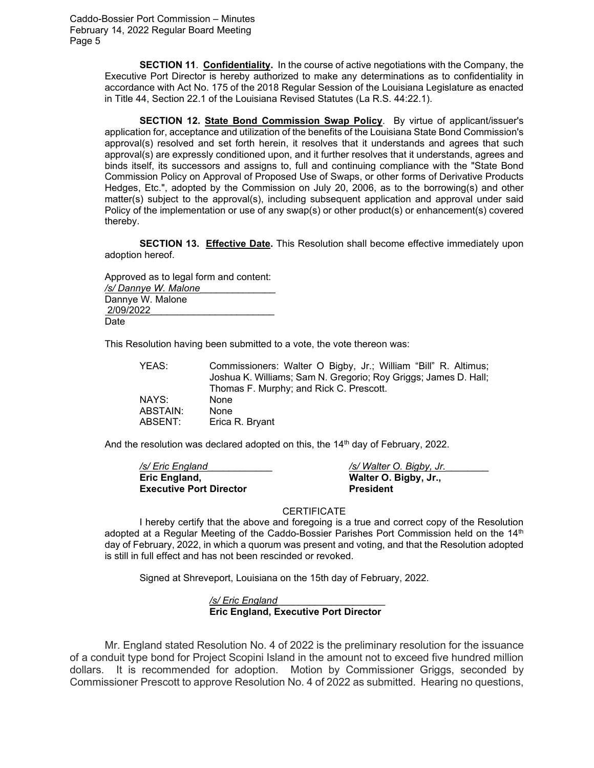**SECTION 11**. **Confidentiality.** In the course of active negotiations with the Company, the Executive Port Director is hereby authorized to make any determinations as to confidentiality in accordance with Act No. 175 of the 2018 Regular Session of the Louisiana Legislature as enacted in Title 44, Section 22.1 of the Louisiana Revised Statutes (La R.S. 44:22.1).

**SECTION 12. State Bond Commission Swap Policy**. By virtue of applicant/issuer's application for, acceptance and utilization of the benefits of the Louisiana State Bond Commission's approval(s) resolved and set forth herein, it resolves that it understands and agrees that such approval(s) are expressly conditioned upon, and it further resolves that it understands, agrees and binds itself, its successors and assigns to, full and continuing compliance with the "State Bond Commission Policy on Approval of Proposed Use of Swaps, or other forms of Derivative Products Hedges, Etc.", adopted by the Commission on July 20, 2006, as to the borrowing(s) and other matter(s) subject to the approval(s), including subsequent application and approval under said Policy of the implementation or use of any swap(s) or other product(s) or enhancement(s) covered thereby.

**SECTION 13. Effective Date.** This Resolution shall become effective immediately upon adoption hereof.

Approved as to legal form and content:
*/s/ Dannye W. Malone*
Dannye W. Malone
2/09/2022
Date

This Resolution having been submitted to a vote, the vote thereon was:

| | |
|---|---|
| YEAS: | Commissioners: Walter O Bigby, Jr.; William "Bill" R. Altimus; Joshua K. Williams; Sam N. Gregorio; Roy Griggs; James D. Hall; Thomas F. Murphy; and Rick C. Prescott. |
| NAYS: | None |
| ABSTAIN: | None |
| ABSENT: | Erica R. Bryant |

And the resolution was declared adopted on this, the 14th day of February, 2022.

*/s/ Eric England*
**Eric England,**
**Executive Port Director**

*/s/ Walter O. Bigby, Jr.*
**Walter O. Bigby, Jr.,**
**President**

CERTIFICATE

I hereby certify that the above and foregoing is a true and correct copy of the Resolution adopted at a Regular Meeting of the Caddo-Bossier Parishes Port Commission held on the 14th day of February, 2022, in which a quorum was present and voting, and that the Resolution adopted is still in full effect and has not been rescinded or revoked.

Signed at Shreveport, Louisiana on the 15th day of February, 2022.

*/s/ Eric England*
**Eric England, Executive Port Director**

Mr. England stated Resolution No. 4 of 2022 is the preliminary resolution for the issuance of a conduit type bond for Project Scopini Island in the amount not to exceed five hundred million dollars. It is recommended for adoption. Motion by Commissioner Griggs, seconded by Commissioner Prescott to approve Resolution No. 4 of 2022 as submitted. Hearing no questions,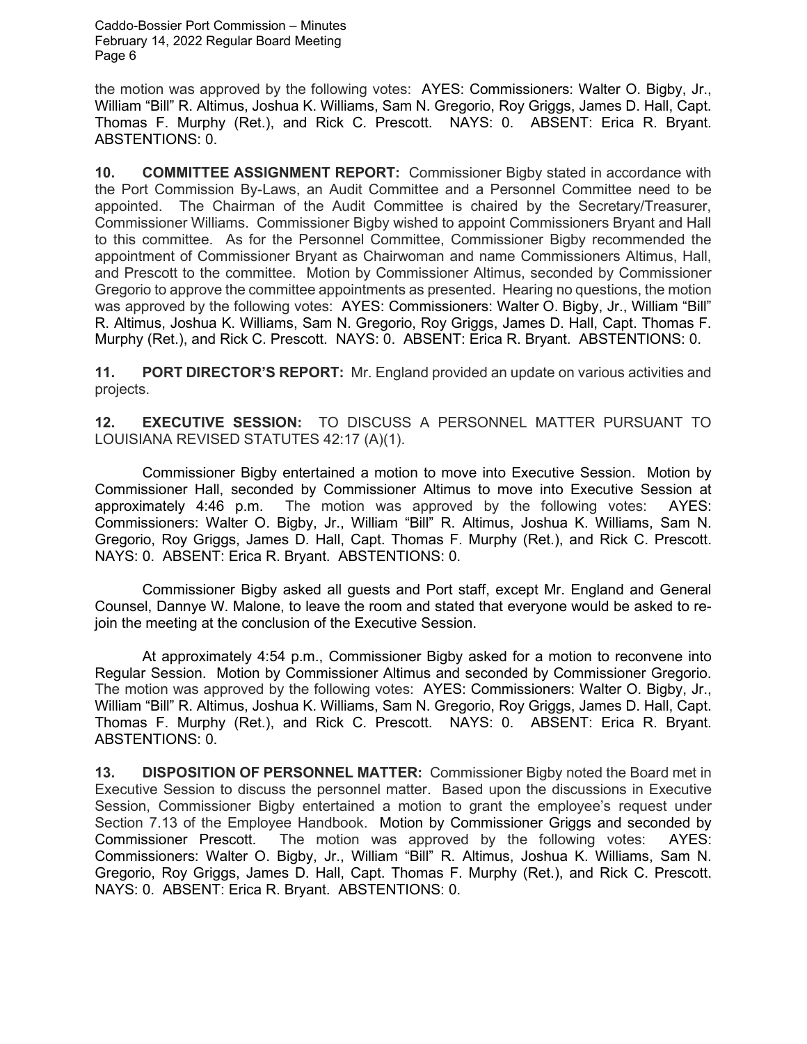the motion was approved by the following votes: AYES: Commissioners: Walter O. Bigby, Jr., William "Bill" R. Altimus, Joshua K. Williams, Sam N. Gregorio, Roy Griggs, James D. Hall, Capt. Thomas F. Murphy (Ret.), and Rick C. Prescott. NAYS: 0. ABSENT: Erica R. Bryant. ABSTENTIONS: 0.

**10. COMMITTEE ASSIGNMENT REPORT:** Commissioner Bigby stated in accordance with the Port Commission By-Laws, an Audit Committee and a Personnel Committee need to be appointed. The Chairman of the Audit Committee is chaired by the Secretary/Treasurer, Commissioner Williams. Commissioner Bigby wished to appoint Commissioners Bryant and Hall to this committee. As for the Personnel Committee, Commissioner Bigby recommended the appointment of Commissioner Bryant as Chairwoman and name Commissioners Altimus, Hall, and Prescott to the committee. Motion by Commissioner Altimus, seconded by Commissioner Gregorio to approve the committee appointments as presented. Hearing no questions, the motion was approved by the following votes: AYES: Commissioners: Walter O. Bigby, Jr., William "Bill" R. Altimus, Joshua K. Williams, Sam N. Gregorio, Roy Griggs, James D. Hall, Capt. Thomas F. Murphy (Ret.), and Rick C. Prescott. NAYS: 0. ABSENT: Erica R. Bryant. ABSTENTIONS: 0.

**11. PORT DIRECTOR'S REPORT:** Mr. England provided an update on various activities and projects.

**12. EXECUTIVE SESSION:** TO DISCUSS A PERSONNEL MATTER PURSUANT TO LOUISIANA REVISED STATUTES 42:17 (A)(1).

Commissioner Bigby entertained a motion to move into Executive Session. Motion by Commissioner Hall, seconded by Commissioner Altimus to move into Executive Session at approximately 4:46 p.m. The motion was approved by the following votes: AYES: Commissioners: Walter O. Bigby, Jr., William "Bill" R. Altimus, Joshua K. Williams, Sam N. Gregorio, Roy Griggs, James D. Hall, Capt. Thomas F. Murphy (Ret.), and Rick C. Prescott. NAYS: 0. ABSENT: Erica R. Bryant. ABSTENTIONS: 0.

Commissioner Bigby asked all guests and Port staff, except Mr. England and General Counsel, Dannye W. Malone, to leave the room and stated that everyone would be asked to re-join the meeting at the conclusion of the Executive Session.

At approximately 4:54 p.m., Commissioner Bigby asked for a motion to reconvene into Regular Session. Motion by Commissioner Altimus and seconded by Commissioner Gregorio. The motion was approved by the following votes: AYES: Commissioners: Walter O. Bigby, Jr., William "Bill" R. Altimus, Joshua K. Williams, Sam N. Gregorio, Roy Griggs, James D. Hall, Capt. Thomas F. Murphy (Ret.), and Rick C. Prescott. NAYS: 0. ABSENT: Erica R. Bryant. ABSTENTIONS: 0.

**13. DISPOSITION OF PERSONNEL MATTER:** Commissioner Bigby noted the Board met in Executive Session to discuss the personnel matter. Based upon the discussions in Executive Session, Commissioner Bigby entertained a motion to grant the employee's request under Section 7.13 of the Employee Handbook. Motion by Commissioner Griggs and seconded by Commissioner Prescott. The motion was approved by the following votes: AYES: Commissioners: Walter O. Bigby, Jr., William "Bill" R. Altimus, Joshua K. Williams, Sam N. Gregorio, Roy Griggs, James D. Hall, Capt. Thomas F. Murphy (Ret.), and Rick C. Prescott. NAYS: 0. ABSENT: Erica R. Bryant. ABSTENTIONS: 0.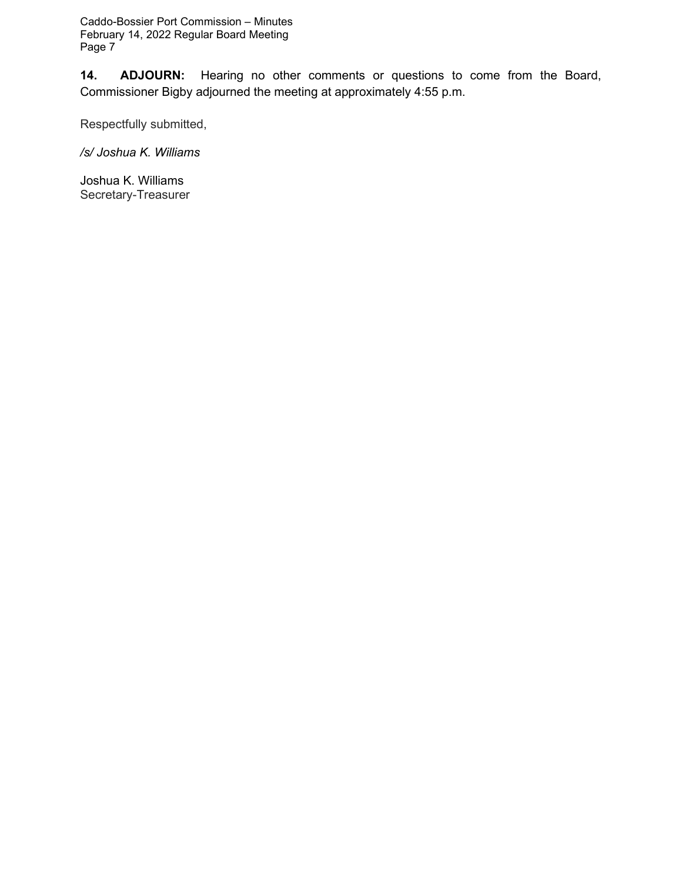**14. ADJOURN:** Hearing no other comments or questions to come from the Board, Commissioner Bigby adjourned the meeting at approximately 4:55 p.m.

Respectfully submitted,

*/s/ Joshua K. Williams*

Joshua K. Williams
Secretary-Treasurer